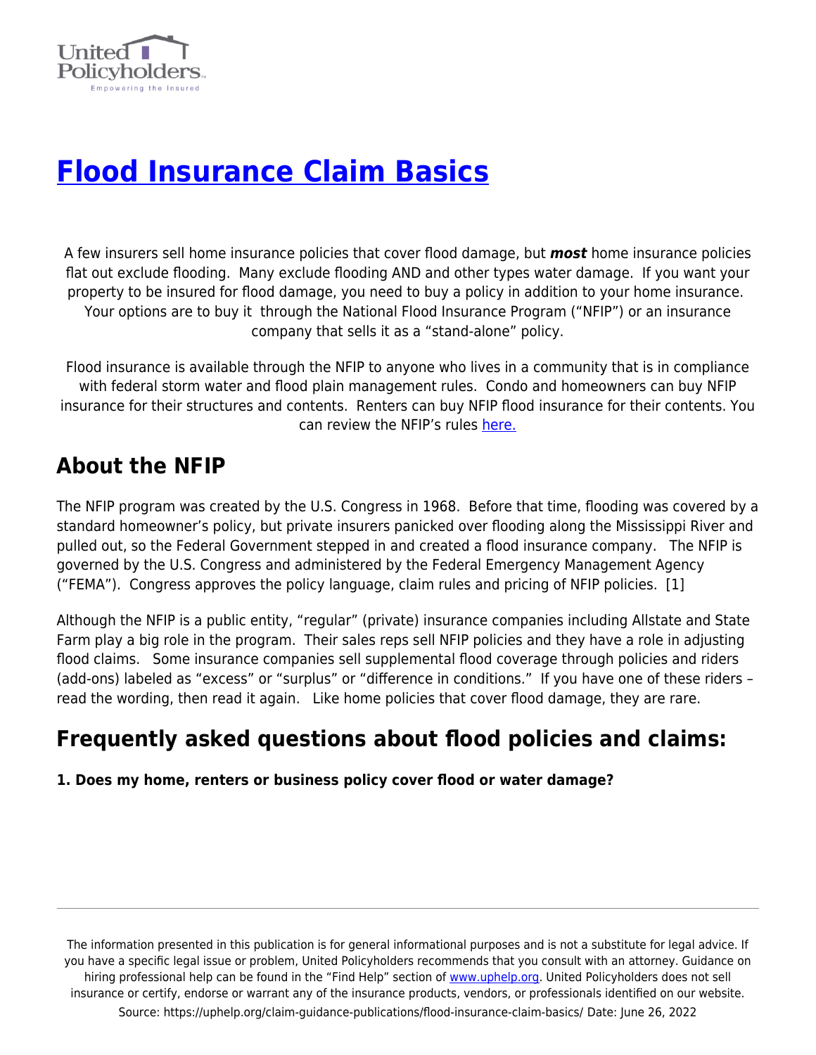# Flood Insurance Claim Basics

A few insurers sell home insurance policies that cover flood damage, but ***most*** home insurance policies flat out exclude flooding. Many exclude flooding AND and other types water damage. If you want your property to be insured for flood damage, you need to buy a policy in addition to your home insurance. Your options are to buy it through the National Flood Insurance Program ("NFIP") or an insurance company that sells it as a "stand-alone" policy.

Flood insurance is available through the NFIP to anyone who lives in a community that is in compliance with federal storm water and flood plain management rules. Condo and homeowners can buy NFIP insurance for their structures and contents. Renters can buy NFIP flood insurance for their contents. You can review the NFIP's rules here.

## About the NFIP

The NFIP program was created by the U.S. Congress in 1968. Before that time, flooding was covered by a standard homeowner's policy, but private insurers panicked over flooding along the Mississippi River and pulled out, so the Federal Government stepped in and created a flood insurance company. The NFIP is governed by the U.S. Congress and administered by the Federal Emergency Management Agency ("FEMA"). Congress approves the policy language, claim rules and pricing of NFIP policies. [1]

Although the NFIP is a public entity, "regular" (private) insurance companies including Allstate and State Farm play a big role in the program. Their sales reps sell NFIP policies and they have a role in adjusting flood claims. Some insurance companies sell supplemental flood coverage through policies and riders (add-ons) labeled as "excess" or "surplus" or "difference in conditions." If you have one of these riders – read the wording, then read it again. Like home policies that cover flood damage, they are rare.

## Frequently asked questions about flood policies and claims:

**1. Does my home, renters or business policy cover flood or water damage?**

The information presented in this publication is for general informational purposes and is not a substitute for legal advice. If you have a specific legal issue or problem, United Policyholders recommends that you consult with an attorney. Guidance on hiring professional help can be found in the "Find Help" section of www.uphelp.org. United Policyholders does not sell insurance or certify, endorse or warrant any of the insurance products, vendors, or professionals identified on our website.

Source: https://uphelp.org/claim-guidance-publications/flood-insurance-claim-basics/ Date: June 26, 2022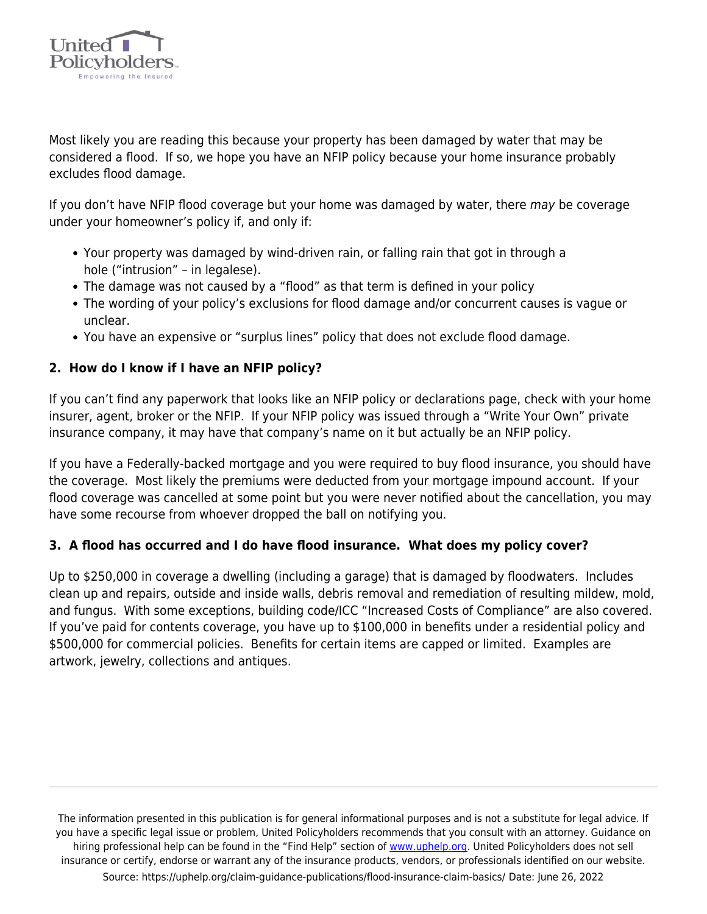Most likely you are reading this because your property has been damaged by water that may be considered a flood. If so, we hope you have an NFIP policy because your home insurance probably excludes flood damage.

If you don't have NFIP flood coverage but your home was damaged by water, there *may* be coverage under your homeowner's policy if, and only if:

- Your property was damaged by wind-driven rain, or falling rain that got in through a hole ("intrusion" – in legalese).
- The damage was not caused by a "flood" as that term is defined in your policy
- The wording of your policy's exclusions for flood damage and/or concurrent causes is vague or unclear.
- You have an expensive or "surplus lines" policy that does not exclude flood damage.

### 2. How do I know if I have an NFIP policy?

If you can't find any paperwork that looks like an NFIP policy or declarations page, check with your home insurer, agent, broker or the NFIP. If your NFIP policy was issued through a "Write Your Own" private insurance company, it may have that company's name on it but actually be an NFIP policy.

If you have a Federally-backed mortgage and you were required to buy flood insurance, you should have the coverage. Most likely the premiums were deducted from your mortgage impound account. If your flood coverage was cancelled at some point but you were never notified about the cancellation, you may have some recourse from whoever dropped the ball on notifying you.

### 3. A flood has occurred and I do have flood insurance. What does my policy cover?

Up to $250,000 in coverage a dwelling (including a garage) that is damaged by floodwaters. Includes clean up and repairs, outside and inside walls, debris removal and remediation of resulting mildew, mold, and fungus. With some exceptions, building code/ICC "Increased Costs of Compliance" are also covered. If you've paid for contents coverage, you have up to $100,000 in benefits under a residential policy and $500,000 for commercial policies. Benefits for certain items are capped or limited. Examples are artwork, jewelry, collections and antiques.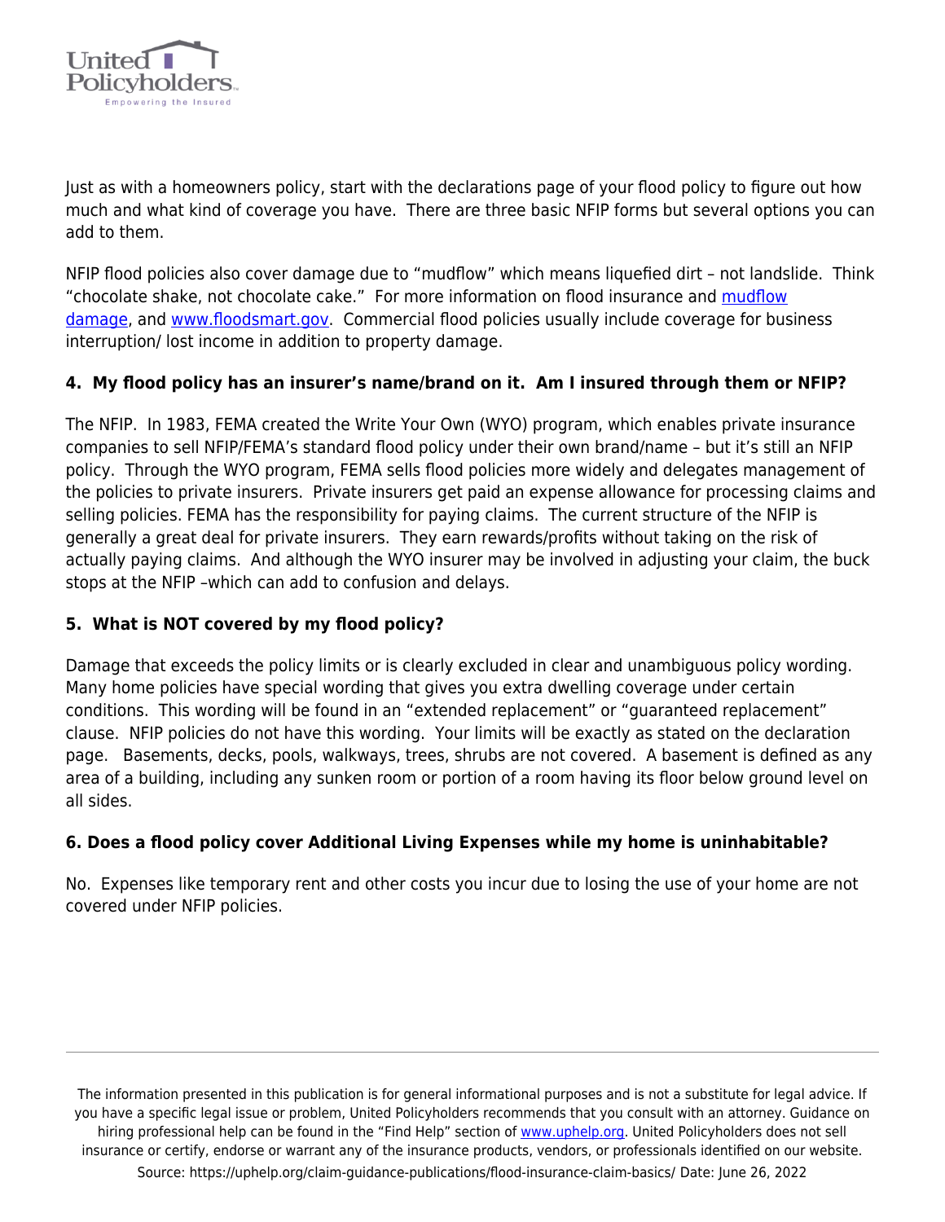Just as with a homeowners policy, start with the declarations page of your flood policy to figure out how much and what kind of coverage you have. There are three basic NFIP forms but several options you can add to them.

NFIP flood policies also cover damage due to "mudflow" which means liquefied dirt – not landslide. Think "chocolate shake, not chocolate cake." For more information on flood insurance and mudflow damage, and www.floodsmart.gov. Commercial flood policies usually include coverage for business interruption/ lost income in addition to property damage.

**4. My flood policy has an insurer's name/brand on it. Am I insured through them or NFIP?**

The NFIP. In 1983, FEMA created the Write Your Own (WYO) program, which enables private insurance companies to sell NFIP/FEMA's standard flood policy under their own brand/name – but it's still an NFIP policy. Through the WYO program, FEMA sells flood policies more widely and delegates management of the policies to private insurers. Private insurers get paid an expense allowance for processing claims and selling policies. FEMA has the responsibility for paying claims. The current structure of the NFIP is generally a great deal for private insurers. They earn rewards/profits without taking on the risk of actually paying claims. And although the WYO insurer may be involved in adjusting your claim, the buck stops at the NFIP –which can add to confusion and delays.

**5. What is NOT covered by my flood policy?**

Damage that exceeds the policy limits or is clearly excluded in clear and unambiguous policy wording. Many home policies have special wording that gives you extra dwelling coverage under certain conditions. This wording will be found in an "extended replacement" or "guaranteed replacement" clause. NFIP policies do not have this wording. Your limits will be exactly as stated on the declaration page. Basements, decks, pools, walkways, trees, shrubs are not covered. A basement is defined as any area of a building, including any sunken room or portion of a room having its floor below ground level on all sides.

**6. Does a flood policy cover Additional Living Expenses while my home is uninhabitable?**

No. Expenses like temporary rent and other costs you incur due to losing the use of your home are not covered under NFIP policies.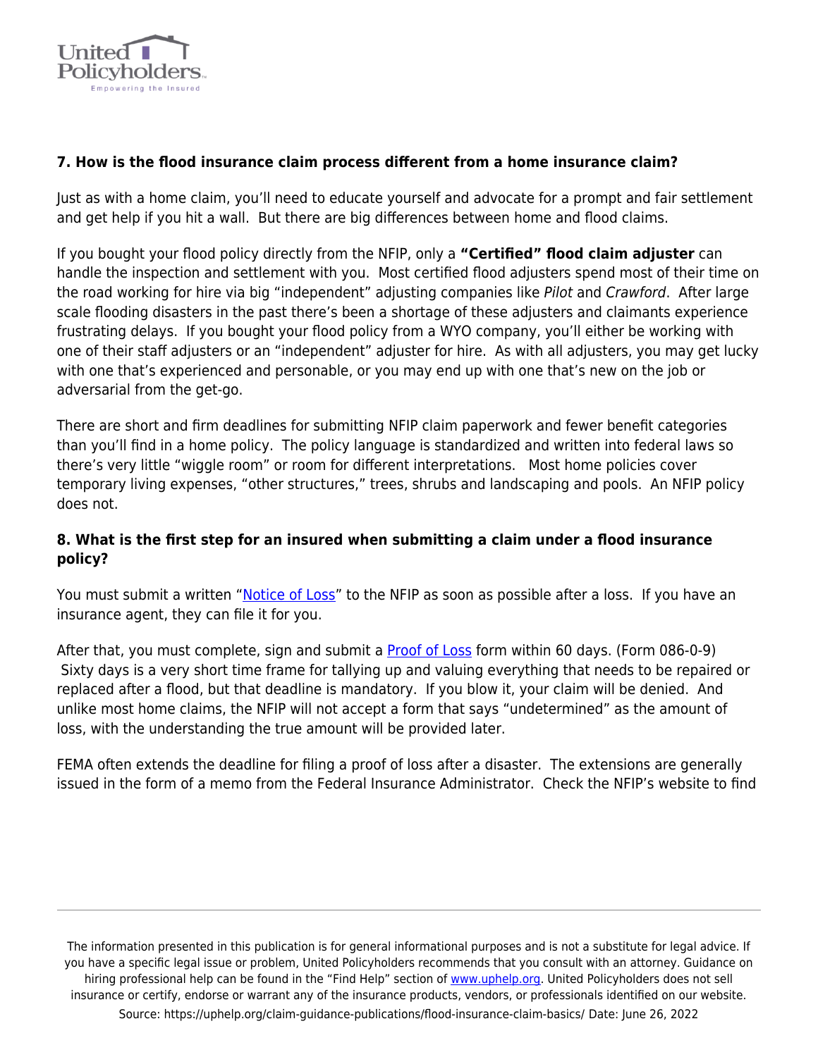**7. How is the flood insurance claim process different from a home insurance claim?**

Just as with a home claim, you'll need to educate yourself and advocate for a prompt and fair settlement and get help if you hit a wall. But there are big differences between home and flood claims.

If you bought your flood policy directly from the NFIP, only a **"Certified" flood claim adjuster** can handle the inspection and settlement with you. Most certified flood adjusters spend most of their time on the road working for hire via big "independent" adjusting companies like *Pilot* and *Crawford*. After large scale flooding disasters in the past there's been a shortage of these adjusters and claimants experience frustrating delays. If you bought your flood policy from a WYO company, you'll either be working with one of their staff adjusters or an "independent" adjuster for hire. As with all adjusters, you may get lucky with one that's experienced and personable, or you may end up with one that's new on the job or adversarial from the get-go.

There are short and firm deadlines for submitting NFIP claim paperwork and fewer benefit categories than you'll find in a home policy. The policy language is standardized and written into federal laws so there's very little "wiggle room" or room for different interpretations. Most home policies cover temporary living expenses, "other structures," trees, shrubs and landscaping and pools. An NFIP policy does not.

**8. What is the first step for an insured when submitting a claim under a flood insurance policy?**

You must submit a written "Notice of Loss" to the NFIP as soon as possible after a loss. If you have an insurance agent, they can file it for you.

After that, you must complete, sign and submit a Proof of Loss form within 60 days. (Form 086-0-9) Sixty days is a very short time frame for tallying up and valuing everything that needs to be repaired or replaced after a flood, but that deadline is mandatory. If you blow it, your claim will be denied. And unlike most home claims, the NFIP will not accept a form that says "undetermined" as the amount of loss, with the understanding the true amount will be provided later.

FEMA often extends the deadline for filing a proof of loss after a disaster. The extensions are generally issued in the form of a memo from the Federal Insurance Administrator. Check the NFIP's website to find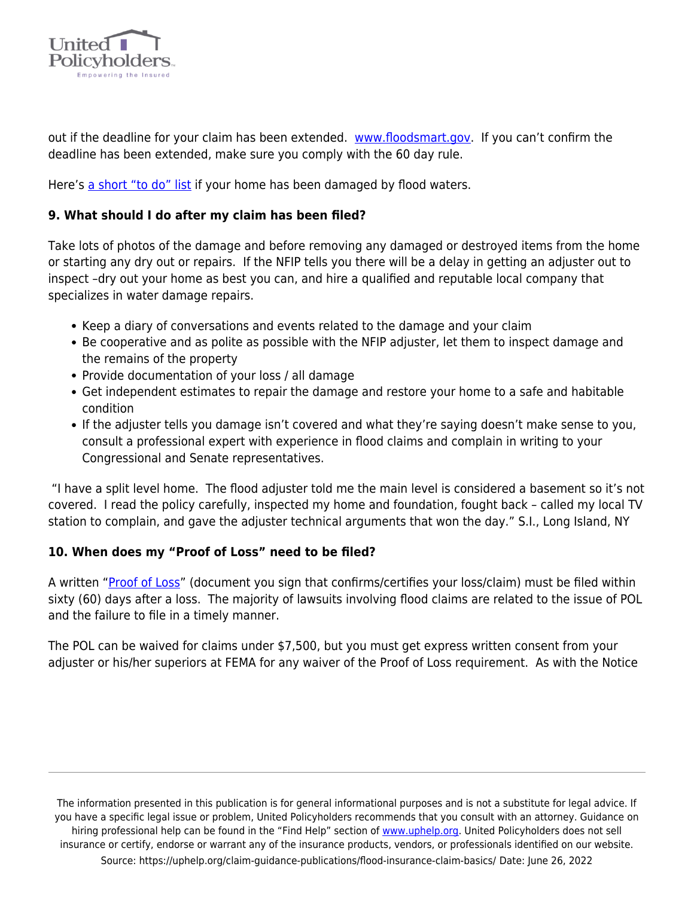out if the deadline for your claim has been extended. [www.floodsmart.gov](http://www.floodsmart.gov). If you can't confirm the deadline has been extended, make sure you comply with the 60 day rule.

Here's [a short "to do" list](#) if your home has been damaged by flood waters.

**9. What should I do after my claim has been filed?**

Take lots of photos of the damage and before removing any damaged or destroyed items from the home or starting any dry out or repairs. If the NFIP tells you there will be a delay in getting an adjuster out to inspect –dry out your home as best you can, and hire a qualified and reputable local company that specializes in water damage repairs.

- Keep a diary of conversations and events related to the damage and your claim
- Be cooperative and as polite as possible with the NFIP adjuster, let them to inspect damage and the remains of the property
- Provide documentation of your loss / all damage
- Get independent estimates to repair the damage and restore your home to a safe and habitable condition
- If the adjuster tells you damage isn't covered and what they're saying doesn't make sense to you, consult a professional expert with experience in flood claims and complain in writing to your Congressional and Senate representatives.

"I have a split level home. The flood adjuster told me the main level is considered a basement so it's not covered. I read the policy carefully, inspected my home and foundation, fought back – called my local TV station to complain, and gave the adjuster technical arguments that won the day." S.I., Long Island, NY

**10. When does my "Proof of Loss" need to be filed?**

A written "[Proof of Loss](#)" (document you sign that confirms/certifies your loss/claim) must be filed within sixty (60) days after a loss. The majority of lawsuits involving flood claims are related to the issue of POL and the failure to file in a timely manner.

The POL can be waived for claims under $7,500, but you must get express written consent from your adjuster or his/her superiors at FEMA for any waiver of the Proof of Loss requirement. As with the Notice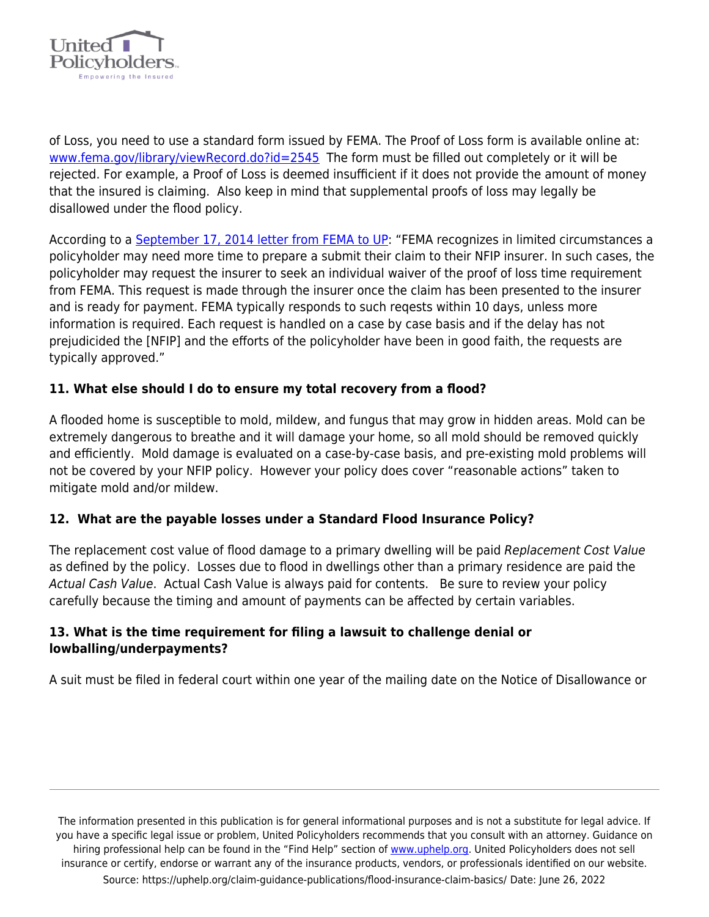of Loss, you need to use a standard form issued by FEMA. The Proof of Loss form is available online at: [www.fema.gov/library/viewRecord.do?id=2545](www.fema.gov/library/viewRecord.do?id=2545) The form must be filled out completely or it will be rejected. For example, a Proof of Loss is deemed insufficient if it does not provide the amount of money that the insured is claiming. Also keep in mind that supplemental proofs of loss may legally be disallowed under the flood policy.

According to a [September 17, 2014 letter from FEMA to UP](): "FEMA recognizes in limited circumstances a policyholder may need more time to prepare a submit their claim to their NFIP insurer. In such cases, the policyholder may request the insurer to seek an individual waiver of the proof of loss time requirement from FEMA. This request is made through the insurer once the claim has been presented to the insurer and is ready for payment. FEMA typically responds to such reqests within 10 days, unless more information is required. Each request is handled on a case by case basis and if the delay has not prejudicided the [NFIP] and the efforts of the policyholder have been in good faith, the requests are typically approved."

**11. What else should I do to ensure my total recovery from a flood?**

A flooded home is susceptible to mold, mildew, and fungus that may grow in hidden areas. Mold can be extremely dangerous to breathe and it will damage your home, so all mold should be removed quickly and efficiently. Mold damage is evaluated on a case-by-case basis, and pre-existing mold problems will not be covered by your NFIP policy. However your policy does cover "reasonable actions" taken to mitigate mold and/or mildew.

**12. What are the payable losses under a Standard Flood Insurance Policy?**

The replacement cost value of flood damage to a primary dwelling will be paid *Replacement Cost Value* as defined by the policy. Losses due to flood in dwellings other than a primary residence are paid the *Actual Cash Value*. Actual Cash Value is always paid for contents. Be sure to review your policy carefully because the timing and amount of payments can be affected by certain variables.

**13. What is the time requirement for filing a lawsuit to challenge denial or lowballing/underpayments?**

A suit must be filed in federal court within one year of the mailing date on the Notice of Disallowance or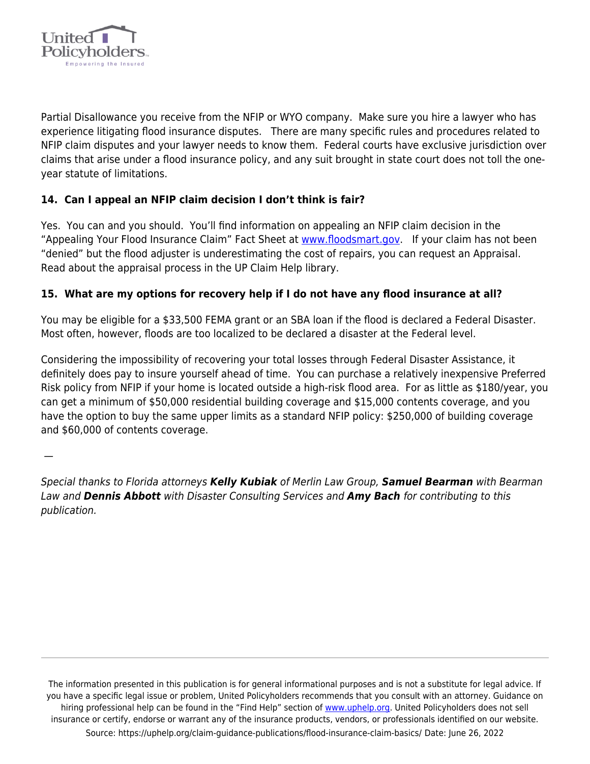Partial Disallowance you receive from the NFIP or WYO company. Make sure you hire a lawyer who has experience litigating flood insurance disputes. There are many specific rules and procedures related to NFIP claim disputes and your lawyer needs to know them. Federal courts have exclusive jurisdiction over claims that arise under a flood insurance policy, and any suit brought in state court does not toll the one-year statute of limitations.

### 14. Can I appeal an NFIP claim decision I don't think is fair?

Yes. You can and you should. You'll find information on appealing an NFIP claim decision in the "Appealing Your Flood Insurance Claim" Fact Sheet at www.floodsmart.gov. If your claim has not been "denied" but the flood adjuster is underestimating the cost of repairs, you can request an Appraisal. Read about the appraisal process in the UP Claim Help library.

### 15. What are my options for recovery help if I do not have any flood insurance at all?

You may be eligible for a $33,500 FEMA grant or an SBA loan if the flood is declared a Federal Disaster. Most often, however, floods are too localized to be declared a disaster at the Federal level.

Considering the impossibility of recovering your total losses through Federal Disaster Assistance, it definitely does pay to insure yourself ahead of time. You can purchase a relatively inexpensive Preferred Risk policy from NFIP if your home is located outside a high-risk flood area. For as little as $180/year, you can get a minimum of $50,000 residential building coverage and $15,000 contents coverage, and you have the option to buy the same upper limits as a standard NFIP policy: $250,000 of building coverage and $60,000 of contents coverage.

—

*Special thanks to Florida attorneys **Kelly Kubiak** of Merlin Law Group, **Samuel Bearman** with Bearman Law and **Dennis Abbott** with Disaster Consulting Services and **Amy Bach** for contributing to this publication.*

---

The information presented in this publication is for general informational purposes and is not a substitute for legal advice. If you have a specific legal issue or problem, United Policyholders recommends that you consult with an attorney. Guidance on hiring professional help can be found in the "Find Help" section of www.uphelp.org. United Policyholders does not sell insurance or certify, endorse or warrant any of the insurance products, vendors, or professionals identified on our website.

Source: https://uphelp.org/claim-guidance-publications/flood-insurance-claim-basics/ Date: June 26, 2022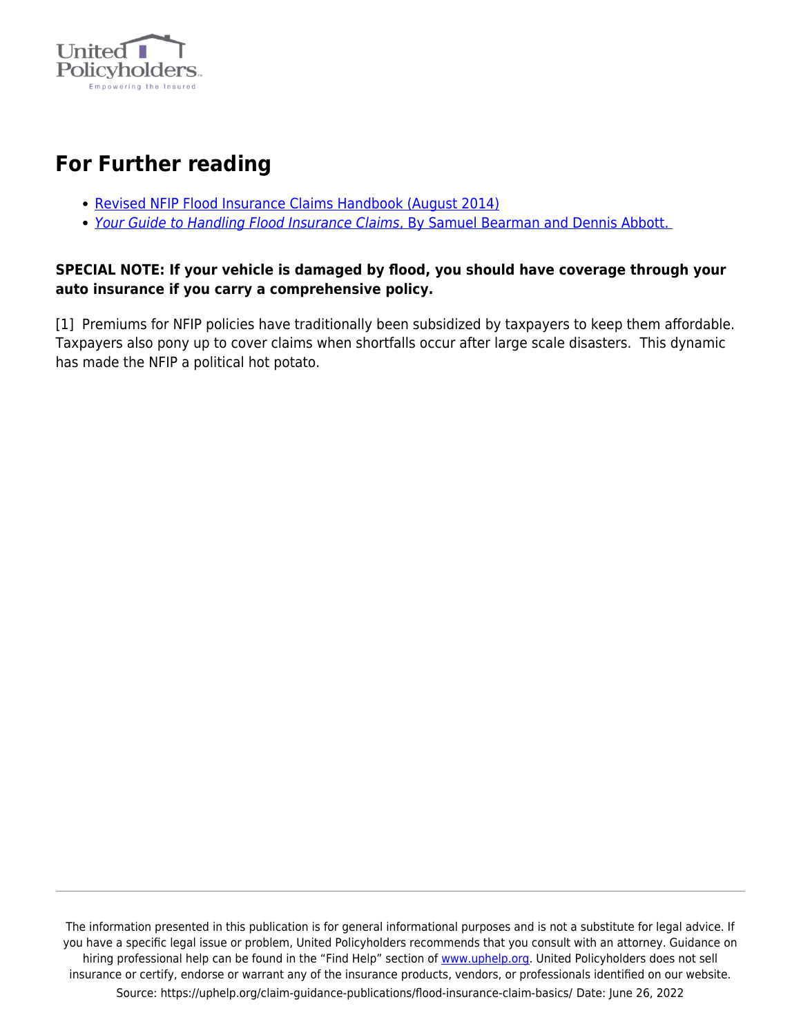## For Further reading

- Revised NFIP Flood Insurance Claims Handbook (August 2014)
- *Your Guide to Handling Flood Insurance Claims*, By Samuel Bearman and Dennis Abbott.

**SPECIAL NOTE: If your vehicle is damaged by flood, you should have coverage through your auto insurance if you carry a comprehensive policy.**

[1] Premiums for NFIP policies have traditionally been subsidized by taxpayers to keep them affordable. Taxpayers also pony up to cover claims when shortfalls occur after large scale disasters. This dynamic has made the NFIP a political hot potato.